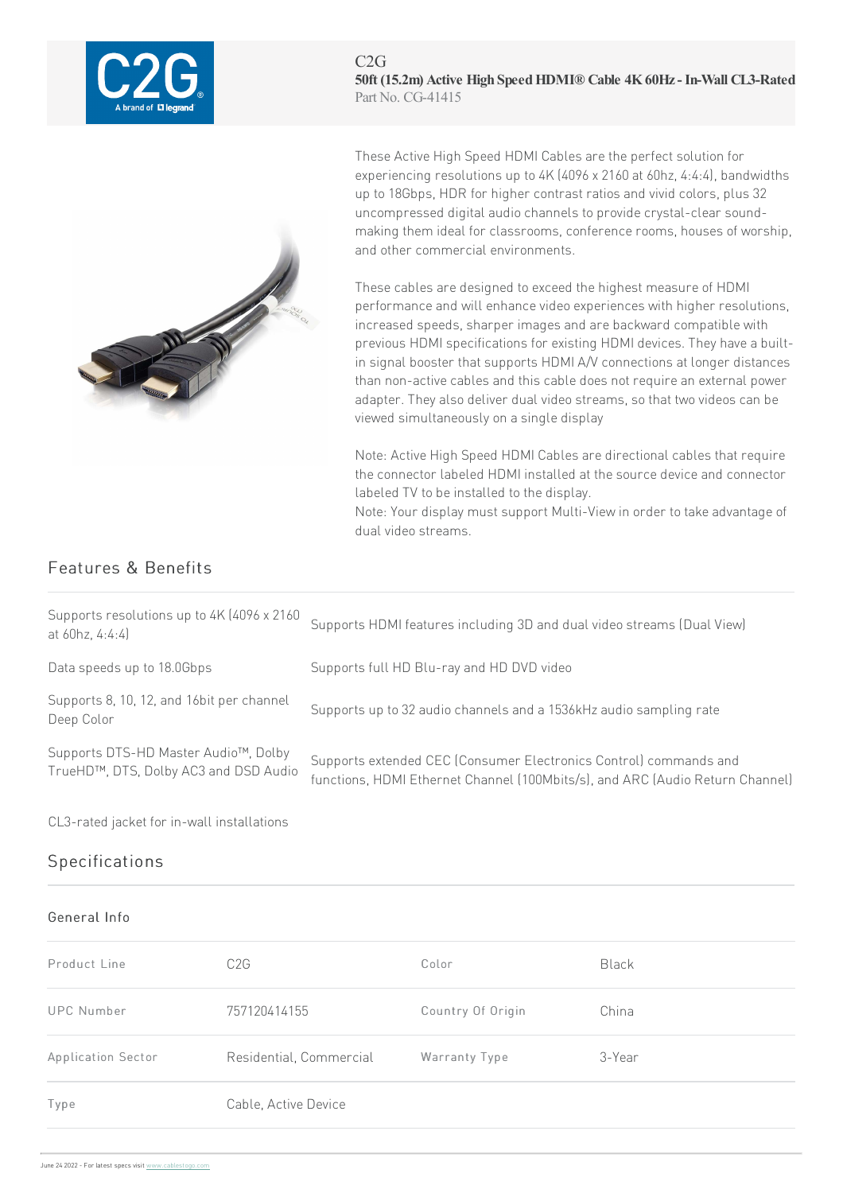C2G

**50ft (15.2m) Active High Speed HDMI® Cable 4K 60Hz - In-Wall CL3-Rated**

Part No. CG-41415

These Active High Speed HDMI Cables are the perfect solution for experiencing resolutions up to 4K (4096 x 2160 at 60hz, 4:4:4), bandwidths up to 18Gbps, HDR for higher contrast ratios and vivid colors, plus 32 uncompressed digital audio channels to provide crystal-clear sound-making them ideal for classrooms, conference rooms, houses of worship, and other commercial environments.

These cables are designed to exceed the highest measure of HDMI performance and will enhance video experiences with higher resolutions, increased speeds, sharper images and are backward compatible with previous HDMI specifications for existing HDMI devices. They have a built-in signal booster that supports HDMI A/V connections at longer distances than non-active cables and this cable does not require an external power adapter. They also deliver dual video streams, so that two videos can be viewed simultaneously on a single display

Note: Active High Speed HDMI Cables are directional cables that require the connector labeled HDMI installed at the source device and connector labeled TV to be installed to the display.
Note: Your display must support Multi-View in order to take advantage of dual video streams.

## Features & Benefits

- Supports resolutions up to 4K (4096 x 2160 at 60hz, 4:4:4)
- Supports HDMI features including 3D and dual video streams (Dual View)
- Data speeds up to 18.0Gbps
- Supports full HD Blu-ray and HD DVD video
- Supports 8, 10, 12, and 16bit per channel Deep Color
- Supports up to 32 audio channels and a 1536kHz audio sampling rate
- Supports DTS-HD Master Audio™, Dolby TrueHD™, DTS, Dolby AC3 and DSD Audio
- Supports extended CEC (Consumer Electronics Control) commands and functions, HDMI Ethernet Channel (100Mbits/s), and ARC (Audio Return Channel)
- CL3-rated jacket for in-wall installations

## Specifications

### General Info

| | | | |
|---|---|---|---|
| Product Line | C2G | Color | Black |
| UPC Number | 757120414155 | Country Of Origin | China |
| Application Sector | Residential, Commercial | Warranty Type | 3-Year |
| Type | Cable, Active Device | | |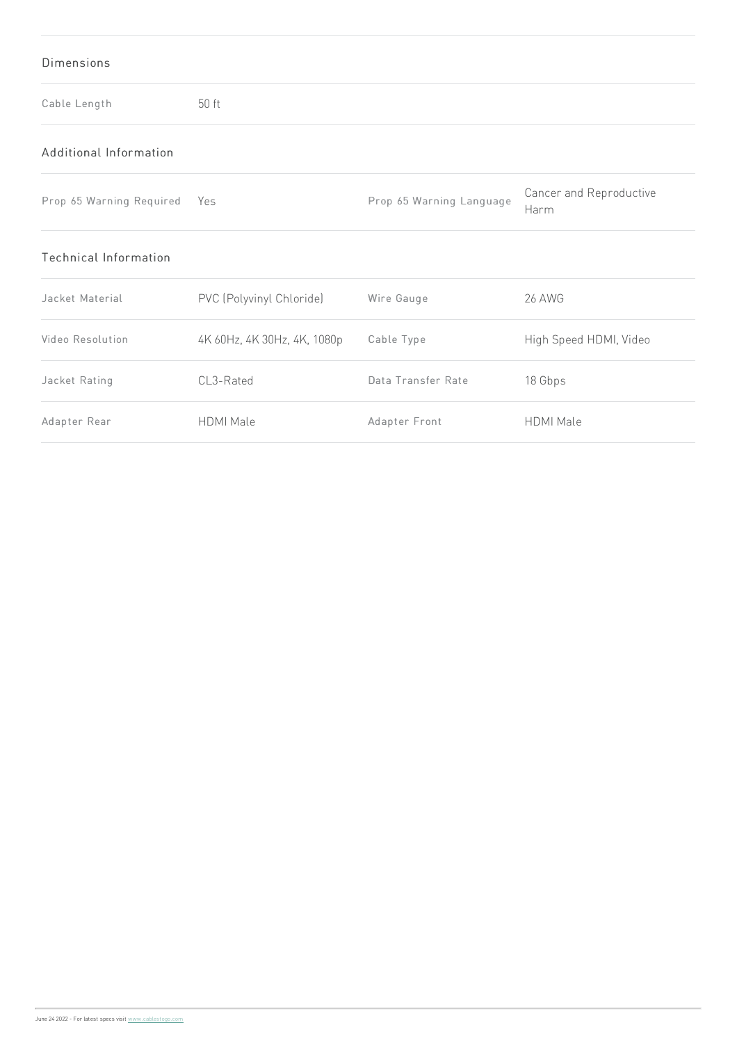## Dimensions

| | |
|---|---|
| Cable Length | 50 ft |

## Additional Information

| | | | |
|---|---|---|---|
| Prop 65 Warning Required | Yes | Prop 65 Warning Language | Cancer and Reproductive Harm |

## Technical Information

| | | | |
|---|---|---|---|
| Jacket Material | PVC (Polyvinyl Chloride) | Wire Gauge | 26 AWG |
| Video Resolution | 4K 60Hz, 4K 30Hz, 4K, 1080p | Cable Type | High Speed HDMI, Video |
| Jacket Rating | CL3-Rated | Data Transfer Rate | 18 Gbps |
| Adapter Rear | HDMI Male | Adapter Front | HDMI Male |

June 24 2022 - For latest specs visit www.cablestogo.com